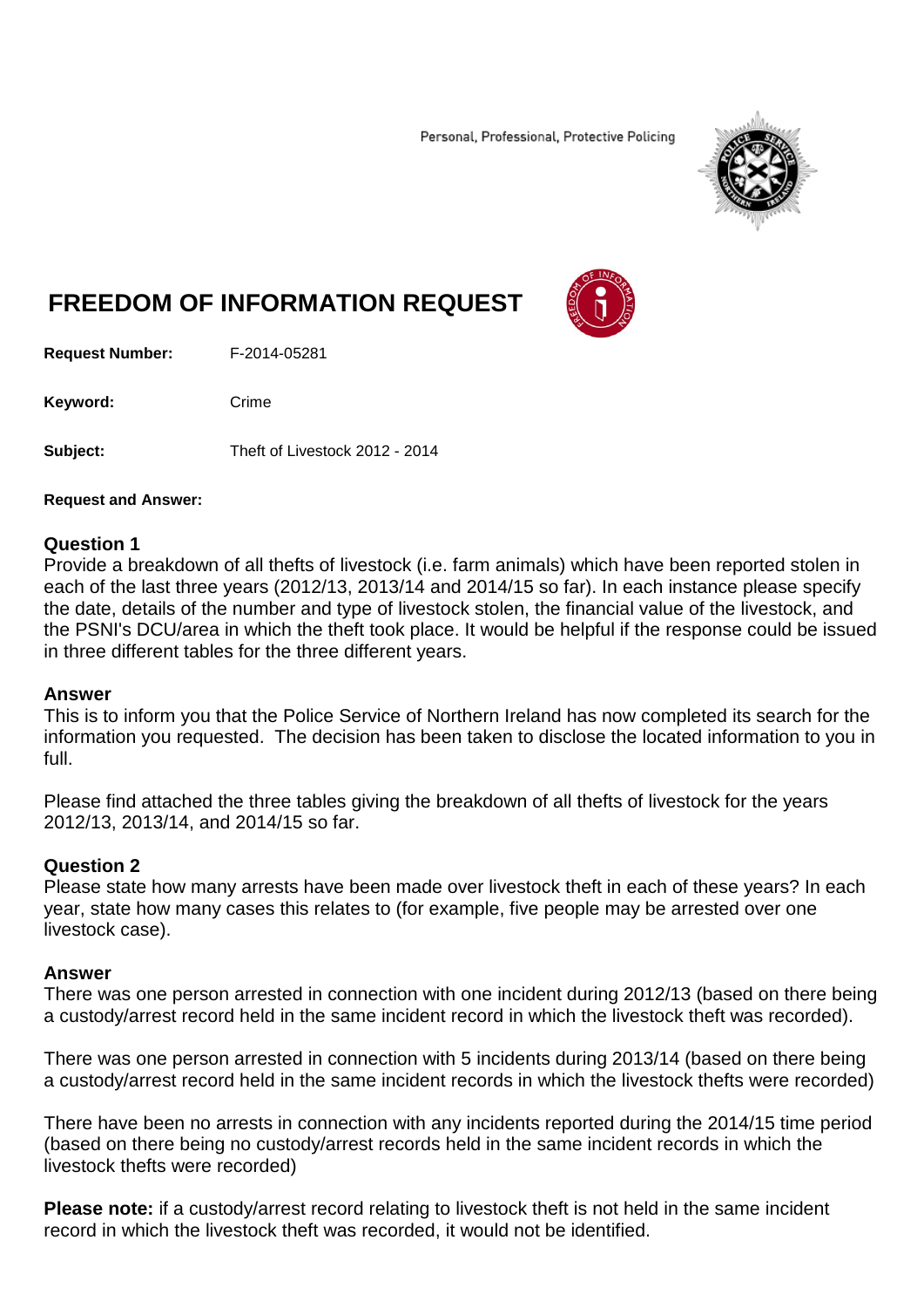Personal, Professional, Protective Policing

# FREEDOM OF INFORMATION REQUEST

**Request Number:** F-2014-05281

**Keyword:** Crime

**Subject:** Theft of Livestock 2012 - 2014

**Request and Answer:**

## Question 1

Provide a breakdown of all thefts of livestock (i.e. farm animals) which have been reported stolen in each of the last three years (2012/13, 2013/14 and 2014/15 so far). In each instance please specify the date, details of the number and type of livestock stolen, the financial value of the livestock, and the PSNI's DCU/area in which the theft took place. It would be helpful if the response could be issued in three different tables for the three different years.

## Answer

This is to inform you that the Police Service of Northern Ireland has now completed its search for the information you requested. The decision has been taken to disclose the located information to you in full.

Please find attached the three tables giving the breakdown of all thefts of livestock for the years 2012/13, 2013/14, and 2014/15 so far.

## Question 2

Please state how many arrests have been made over livestock theft in each of these years? In each year, state how many cases this relates to (for example, five people may be arrested over one livestock case).

## Answer

There was one person arrested in connection with one incident during 2012/13 (based on there being a custody/arrest record held in the same incident record in which the livestock theft was recorded).

There was one person arrested in connection with 5 incidents during 2013/14 (based on there being a custody/arrest record held in the same incident records in which the livestock thefts were recorded)

There have been no arrests in connection with any incidents reported during the 2014/15 time period (based on there being no custody/arrest records held in the same incident records in which the livestock thefts were recorded)

**Please note:** if a custody/arrest record relating to livestock theft is not held in the same incident record in which the livestock theft was recorded, it would not be identified.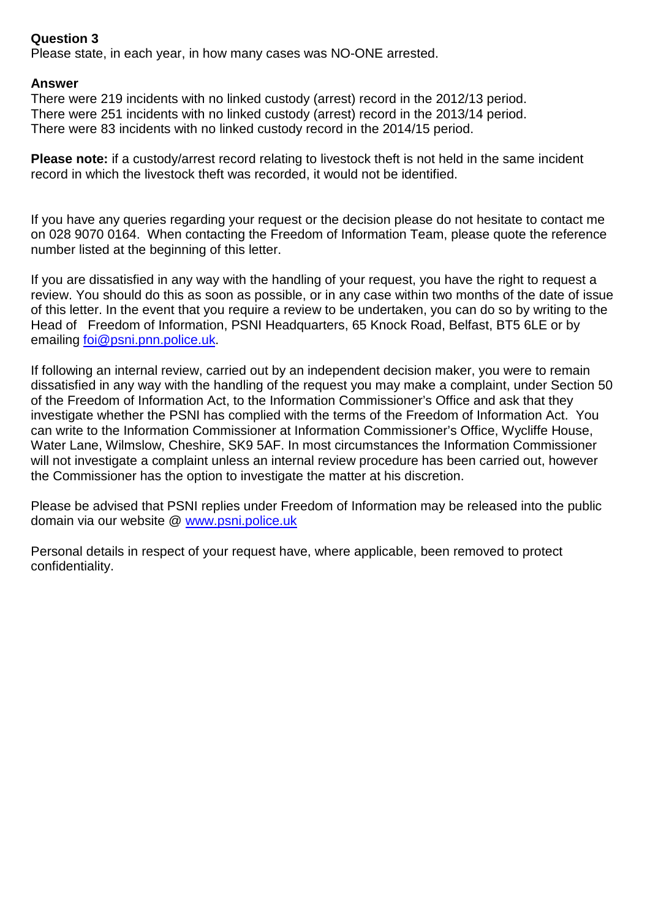**Question 3**

Please state, in each year, in how many cases was NO-ONE arrested.

**Answer**

There were 219 incidents with no linked custody (arrest) record in the 2012/13 period.
There were 251 incidents with no linked custody (arrest) record in the 2013/14 period.
There were 83 incidents with no linked custody record in the 2014/15 period.

**Please note:** if a custody/arrest record relating to livestock theft is not held in the same incident record in which the livestock theft was recorded, it would not be identified.

If you have any queries regarding your request or the decision please do not hesitate to contact me on 028 9070 0164. When contacting the Freedom of Information Team, please quote the reference number listed at the beginning of this letter.

If you are dissatisfied in any way with the handling of your request, you have the right to request a review. You should do this as soon as possible, or in any case within two months of the date of issue of this letter. In the event that you require a review to be undertaken, you can do so by writing to the Head of Freedom of Information, PSNI Headquarters, 65 Knock Road, Belfast, BT5 6LE or by emailing foi@psni.pnn.police.uk.

If following an internal review, carried out by an independent decision maker, you were to remain dissatisfied in any way with the handling of the request you may make a complaint, under Section 50 of the Freedom of Information Act, to the Information Commissioner's Office and ask that they investigate whether the PSNI has complied with the terms of the Freedom of Information Act. You can write to the Information Commissioner at Information Commissioner's Office, Wycliffe House, Water Lane, Wilmslow, Cheshire, SK9 5AF. In most circumstances the Information Commissioner will not investigate a complaint unless an internal review procedure has been carried out, however the Commissioner has the option to investigate the matter at his discretion.

Please be advised that PSNI replies under Freedom of Information may be released into the public domain via our website @ www.psni.police.uk

Personal details in respect of your request have, where applicable, been removed to protect confidentiality.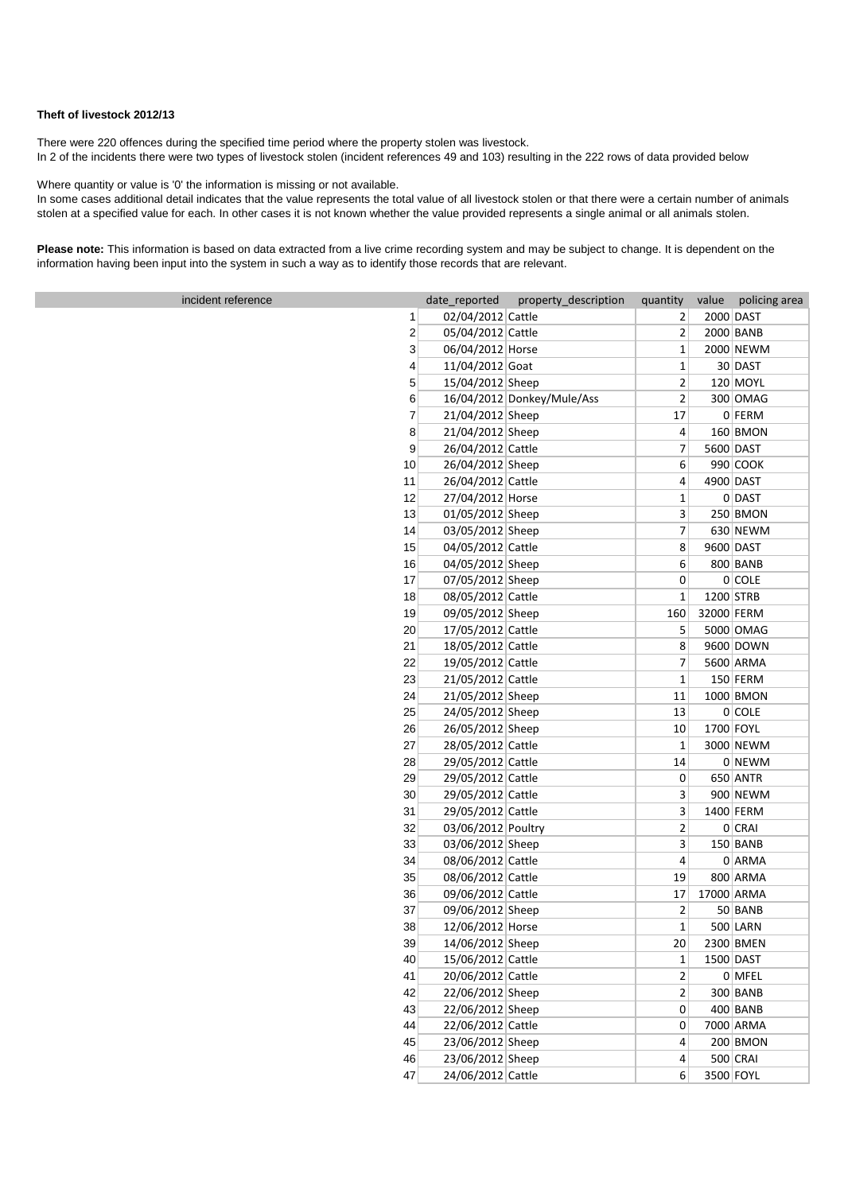**Theft of livestock 2012/13**

There were 220 offences during the specified time period where the property stolen was livestock.
In 2 of the incidents there were two types of livestock stolen (incident references 49 and 103) resulting in the 222 rows of data provided below

Where quantity or value is '0' the information is missing or not available.
In some cases additional detail indicates that the value represents the total value of all livestock stolen or that there were a certain number of animals stolen at a specified value for each. In other cases it is not known whether the value provided represents a single animal or all animals stolen.

**Please note:** This information is based on data extracted from a live crime recording system and may be subject to change. It is dependent on the information having been input into the system in such a way as to identify those records that are relevant.

| incident reference | date_reported | property_description | quantity | value | policing area |
|---|---|---|---|---|---|
| 1 | 02/04/2012 | Cattle | 2 | 2000 | DAST |
| 2 | 05/04/2012 | Cattle | 2 | 2000 | BANB |
| 3 | 06/04/2012 | Horse | 1 | 2000 | NEWM |
| 4 | 11/04/2012 | Goat | 1 | 30 | DAST |
| 5 | 15/04/2012 | Sheep | 2 | 120 | MOYL |
| 6 | 16/04/2012 | Donkey/Mule/Ass | 2 | 300 | OMAG |
| 7 | 21/04/2012 | Sheep | 17 | 0 | FERM |
| 8 | 21/04/2012 | Sheep | 4 | 160 | BMON |
| 9 | 26/04/2012 | Cattle | 7 | 5600 | DAST |
| 10 | 26/04/2012 | Sheep | 6 | 990 | COOK |
| 11 | 26/04/2012 | Cattle | 4 | 4900 | DAST |
| 12 | 27/04/2012 | Horse | 1 | 0 | DAST |
| 13 | 01/05/2012 | Sheep | 3 | 250 | BMON |
| 14 | 03/05/2012 | Sheep | 7 | 630 | NEWM |
| 15 | 04/05/2012 | Cattle | 8 | 9600 | DAST |
| 16 | 04/05/2012 | Sheep | 6 | 800 | BANB |
| 17 | 07/05/2012 | Sheep | 0 | 0 | COLE |
| 18 | 08/05/2012 | Cattle | 1 | 1200 | STRB |
| 19 | 09/05/2012 | Sheep | 160 | 32000 | FERM |
| 20 | 17/05/2012 | Cattle | 5 | 5000 | OMAG |
| 21 | 18/05/2012 | Cattle | 8 | 9600 | DOWN |
| 22 | 19/05/2012 | Cattle | 7 | 5600 | ARMA |
| 23 | 21/05/2012 | Cattle | 1 | 150 | FERM |
| 24 | 21/05/2012 | Sheep | 11 | 1000 | BMON |
| 25 | 24/05/2012 | Sheep | 13 | 0 | COLE |
| 26 | 26/05/2012 | Sheep | 10 | 1700 | FOYL |
| 27 | 28/05/2012 | Cattle | 1 | 3000 | NEWM |
| 28 | 29/05/2012 | Cattle | 14 | 0 | NEWM |
| 29 | 29/05/2012 | Cattle | 0 | 650 | ANTR |
| 30 | 29/05/2012 | Cattle | 3 | 900 | NEWM |
| 31 | 29/05/2012 | Cattle | 3 | 1400 | FERM |
| 32 | 03/06/2012 | Poultry | 2 | 0 | CRAI |
| 33 | 03/06/2012 | Sheep | 3 | 150 | BANB |
| 34 | 08/06/2012 | Cattle | 4 | 0 | ARMA |
| 35 | 08/06/2012 | Cattle | 19 | 800 | ARMA |
| 36 | 09/06/2012 | Cattle | 17 | 17000 | ARMA |
| 37 | 09/06/2012 | Sheep | 2 | 50 | BANB |
| 38 | 12/06/2012 | Horse | 1 | 500 | LARN |
| 39 | 14/06/2012 | Sheep | 20 | 2300 | BMEN |
| 40 | 15/06/2012 | Cattle | 1 | 1500 | DAST |
| 41 | 20/06/2012 | Cattle | 2 | 0 | MFEL |
| 42 | 22/06/2012 | Sheep | 2 | 300 | BANB |
| 43 | 22/06/2012 | Sheep | 0 | 400 | BANB |
| 44 | 22/06/2012 | Cattle | 0 | 7000 | ARMA |
| 45 | 23/06/2012 | Sheep | 4 | 200 | BMON |
| 46 | 23/06/2012 | Sheep | 4 | 500 | CRAI |
| 47 | 24/06/2012 | Cattle | 6 | 3500 | FOYL |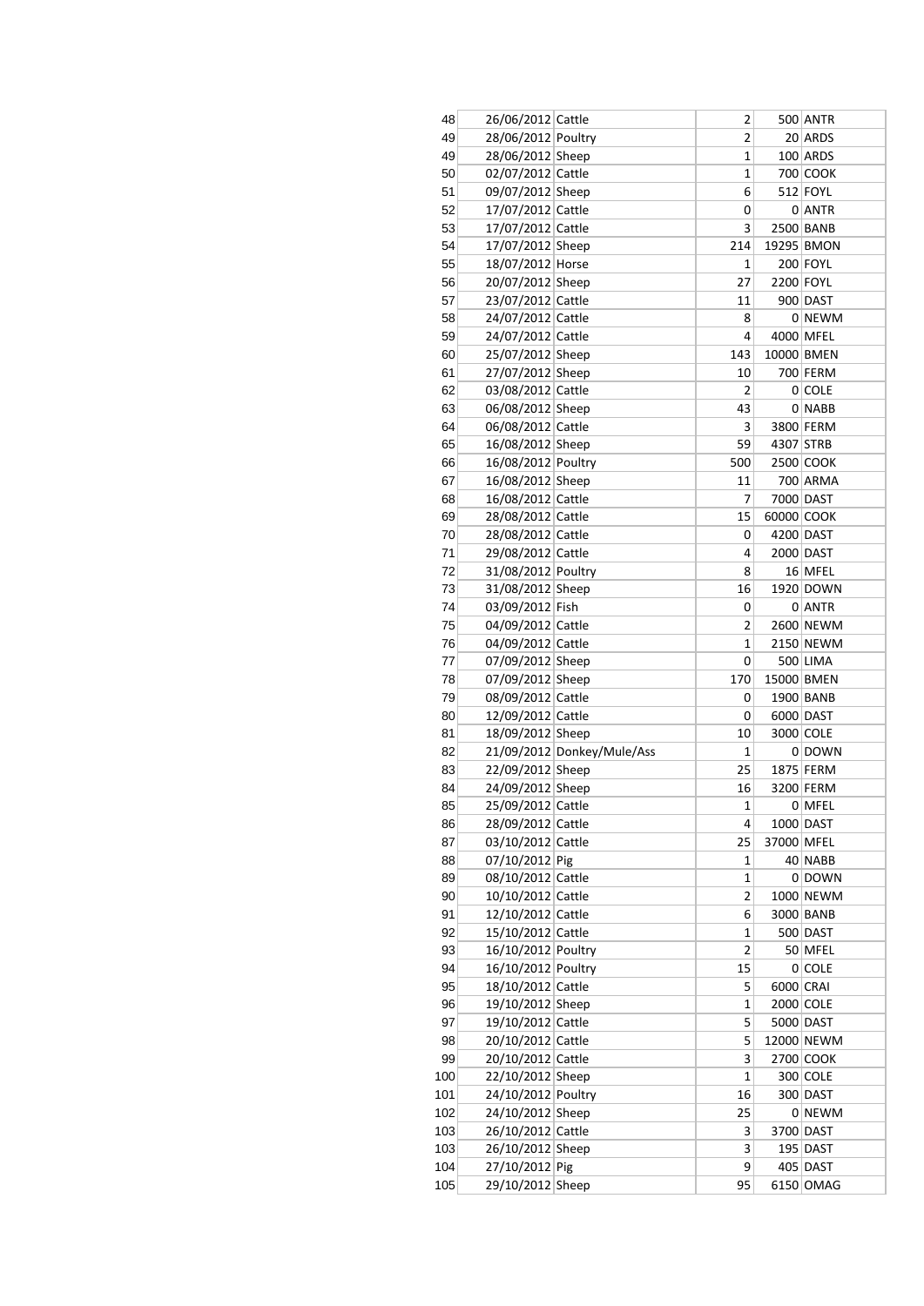| | | | | | |
|---|---|---|---|---|---|
| 48 | 26/06/2012 | Cattle | 2 | 500 | ANTR |
| 49 | 28/06/2012 | Poultry | 2 | 20 | ARDS |
| 49 | 28/06/2012 | Sheep | 1 | 100 | ARDS |
| 50 | 02/07/2012 | Cattle | 1 | 700 | COOK |
| 51 | 09/07/2012 | Sheep | 6 | 512 | FOYL |
| 52 | 17/07/2012 | Cattle | 0 | 0 | ANTR |
| 53 | 17/07/2012 | Cattle | 3 | 2500 | BANB |
| 54 | 17/07/2012 | Sheep | 214 | 19295 | BMON |
| 55 | 18/07/2012 | Horse | 1 | 200 | FOYL |
| 56 | 20/07/2012 | Sheep | 27 | 2200 | FOYL |
| 57 | 23/07/2012 | Cattle | 11 | 900 | DAST |
| 58 | 24/07/2012 | Cattle | 8 | 0 | NEWM |
| 59 | 24/07/2012 | Cattle | 4 | 4000 | MFEL |
| 60 | 25/07/2012 | Sheep | 143 | 10000 | BMEN |
| 61 | 27/07/2012 | Sheep | 10 | 700 | FERM |
| 62 | 03/08/2012 | Cattle | 2 | 0 | COLE |
| 63 | 06/08/2012 | Sheep | 43 | 0 | NABB |
| 64 | 06/08/2012 | Cattle | 3 | 3800 | FERM |
| 65 | 16/08/2012 | Sheep | 59 | 4307 | STRB |
| 66 | 16/08/2012 | Poultry | 500 | 2500 | COOK |
| 67 | 16/08/2012 | Sheep | 11 | 700 | ARMA |
| 68 | 16/08/2012 | Cattle | 7 | 7000 | DAST |
| 69 | 28/08/2012 | Cattle | 15 | 60000 | COOK |
| 70 | 28/08/2012 | Cattle | 0 | 4200 | DAST |
| 71 | 29/08/2012 | Cattle | 4 | 2000 | DAST |
| 72 | 31/08/2012 | Poultry | 8 | 16 | MFEL |
| 73 | 31/08/2012 | Sheep | 16 | 1920 | DOWN |
| 74 | 03/09/2012 | Fish | 0 | 0 | ANTR |
| 75 | 04/09/2012 | Cattle | 2 | 2600 | NEWM |
| 76 | 04/09/2012 | Cattle | 1 | 2150 | NEWM |
| 77 | 07/09/2012 | Sheep | 0 | 500 | LIMA |
| 78 | 07/09/2012 | Sheep | 170 | 15000 | BMEN |
| 79 | 08/09/2012 | Cattle | 0 | 1900 | BANB |
| 80 | 12/09/2012 | Cattle | 0 | 6000 | DAST |
| 81 | 18/09/2012 | Sheep | 10 | 3000 | COLE |
| 82 | 21/09/2012 | Donkey/Mule/Ass | 1 | 0 | DOWN |
| 83 | 22/09/2012 | Sheep | 25 | 1875 | FERM |
| 84 | 24/09/2012 | Sheep | 16 | 3200 | FERM |
| 85 | 25/09/2012 | Cattle | 1 | 0 | MFEL |
| 86 | 28/09/2012 | Cattle | 4 | 1000 | DAST |
| 87 | 03/10/2012 | Cattle | 25 | 37000 | MFEL |
| 88 | 07/10/2012 | Pig | 1 | 40 | NABB |
| 89 | 08/10/2012 | Cattle | 1 | 0 | DOWN |
| 90 | 10/10/2012 | Cattle | 2 | 1000 | NEWM |
| 91 | 12/10/2012 | Cattle | 6 | 3000 | BANB |
| 92 | 15/10/2012 | Cattle | 1 | 500 | DAST |
| 93 | 16/10/2012 | Poultry | 2 | 50 | MFEL |
| 94 | 16/10/2012 | Poultry | 15 | 0 | COLE |
| 95 | 18/10/2012 | Cattle | 5 | 6000 | CRAI |
| 96 | 19/10/2012 | Sheep | 1 | 2000 | COLE |
| 97 | 19/10/2012 | Cattle | 5 | 5000 | DAST |
| 98 | 20/10/2012 | Cattle | 5 | 12000 | NEWM |
| 99 | 20/10/2012 | Cattle | 3 | 2700 | COOK |
| 100 | 22/10/2012 | Sheep | 1 | 300 | COLE |
| 101 | 24/10/2012 | Poultry | 16 | 300 | DAST |
| 102 | 24/10/2012 | Sheep | 25 | 0 | NEWM |
| 103 | 26/10/2012 | Cattle | 3 | 3700 | DAST |
| 103 | 26/10/2012 | Sheep | 3 | 195 | DAST |
| 104 | 27/10/2012 | Pig | 9 | 405 | DAST |
| 105 | 29/10/2012 | Sheep | 95 | 6150 | OMAG |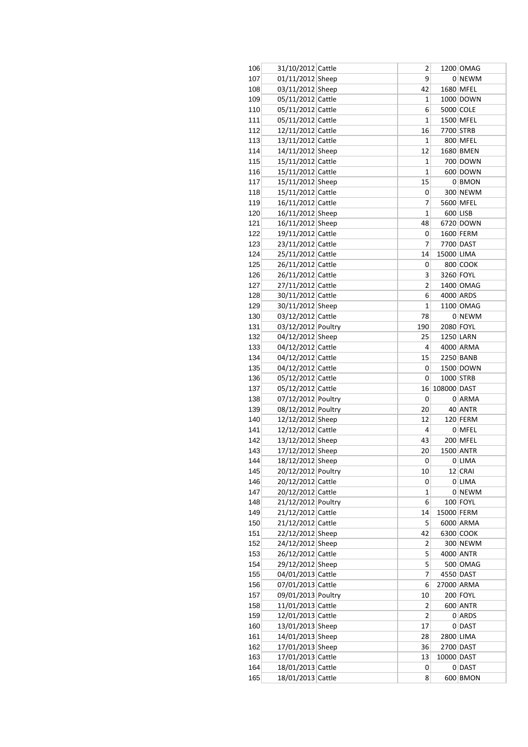| | | | | | |
|---|---|---|---|---|---|
| 106 | 31/10/2012 | Cattle | 2 | 1200 | OMAG |
| 107 | 01/11/2012 | Sheep | 9 | 0 | NEWM |
| 108 | 03/11/2012 | Sheep | 42 | 1680 | MFEL |
| 109 | 05/11/2012 | Cattle | 1 | 1000 | DOWN |
| 110 | 05/11/2012 | Cattle | 6 | 5000 | COLE |
| 111 | 05/11/2012 | Cattle | 1 | 1500 | MFEL |
| 112 | 12/11/2012 | Cattle | 16 | 7700 | STRB |
| 113 | 13/11/2012 | Cattle | 1 | 800 | MFEL |
| 114 | 14/11/2012 | Sheep | 12 | 1680 | BMEN |
| 115 | 15/11/2012 | Cattle | 1 | 700 | DOWN |
| 116 | 15/11/2012 | Cattle | 1 | 600 | DOWN |
| 117 | 15/11/2012 | Sheep | 15 | 0 | BMON |
| 118 | 15/11/2012 | Cattle | 0 | 300 | NEWM |
| 119 | 16/11/2012 | Cattle | 7 | 5600 | MFEL |
| 120 | 16/11/2012 | Sheep | 1 | 600 | LISB |
| 121 | 16/11/2012 | Sheep | 48 | 6720 | DOWN |
| 122 | 19/11/2012 | Cattle | 0 | 1600 | FERM |
| 123 | 23/11/2012 | Cattle | 7 | 7700 | DAST |
| 124 | 25/11/2012 | Cattle | 14 | 15000 | LIMA |
| 125 | 26/11/2012 | Cattle | 0 | 800 | COOK |
| 126 | 26/11/2012 | Cattle | 3 | 3260 | FOYL |
| 127 | 27/11/2012 | Cattle | 2 | 1400 | OMAG |
| 128 | 30/11/2012 | Cattle | 6 | 4000 | ARDS |
| 129 | 30/11/2012 | Sheep | 1 | 1100 | OMAG |
| 130 | 03/12/2012 | Cattle | 78 | 0 | NEWM |
| 131 | 03/12/2012 | Poultry | 190 | 2080 | FOYL |
| 132 | 04/12/2012 | Sheep | 25 | 1250 | LARN |
| 133 | 04/12/2012 | Cattle | 4 | 4000 | ARMA |
| 134 | 04/12/2012 | Cattle | 15 | 2250 | BANB |
| 135 | 04/12/2012 | Cattle | 0 | 1500 | DOWN |
| 136 | 05/12/2012 | Cattle | 0 | 1000 | STRB |
| 137 | 05/12/2012 | Cattle | 16 | 108000 | DAST |
| 138 | 07/12/2012 | Poultry | 0 | 0 | ARMA |
| 139 | 08/12/2012 | Poultry | 20 | 40 | ANTR |
| 140 | 12/12/2012 | Sheep | 12 | 120 | FERM |
| 141 | 12/12/2012 | Cattle | 4 | 0 | MFEL |
| 142 | 13/12/2012 | Sheep | 43 | 200 | MFEL |
| 143 | 17/12/2012 | Sheep | 20 | 1500 | ANTR |
| 144 | 18/12/2012 | Sheep | 0 | 0 | LIMA |
| 145 | 20/12/2012 | Poultry | 10 | 12 | CRAI |
| 146 | 20/12/2012 | Cattle | 0 | 0 | LIMA |
| 147 | 20/12/2012 | Cattle | 1 | 0 | NEWM |
| 148 | 21/12/2012 | Poultry | 6 | 100 | FOYL |
| 149 | 21/12/2012 | Cattle | 14 | 15000 | FERM |
| 150 | 21/12/2012 | Cattle | 5 | 6000 | ARMA |
| 151 | 22/12/2012 | Sheep | 42 | 6300 | COOK |
| 152 | 24/12/2012 | Sheep | 2 | 300 | NEWM |
| 153 | 26/12/2012 | Cattle | 5 | 4000 | ANTR |
| 154 | 29/12/2012 | Sheep | 5 | 500 | OMAG |
| 155 | 04/01/2013 | Cattle | 7 | 4550 | DAST |
| 156 | 07/01/2013 | Cattle | 6 | 27000 | ARMA |
| 157 | 09/01/2013 | Poultry | 10 | 200 | FOYL |
| 158 | 11/01/2013 | Cattle | 2 | 600 | ANTR |
| 159 | 12/01/2013 | Cattle | 2 | 0 | ARDS |
| 160 | 13/01/2013 | Sheep | 17 | 0 | DAST |
| 161 | 14/01/2013 | Sheep | 28 | 2800 | LIMA |
| 162 | 17/01/2013 | Sheep | 36 | 2700 | DAST |
| 163 | 17/01/2013 | Cattle | 13 | 10000 | DAST |
| 164 | 18/01/2013 | Cattle | 0 | 0 | DAST |
| 165 | 18/01/2013 | Cattle | 8 | 600 | BMON |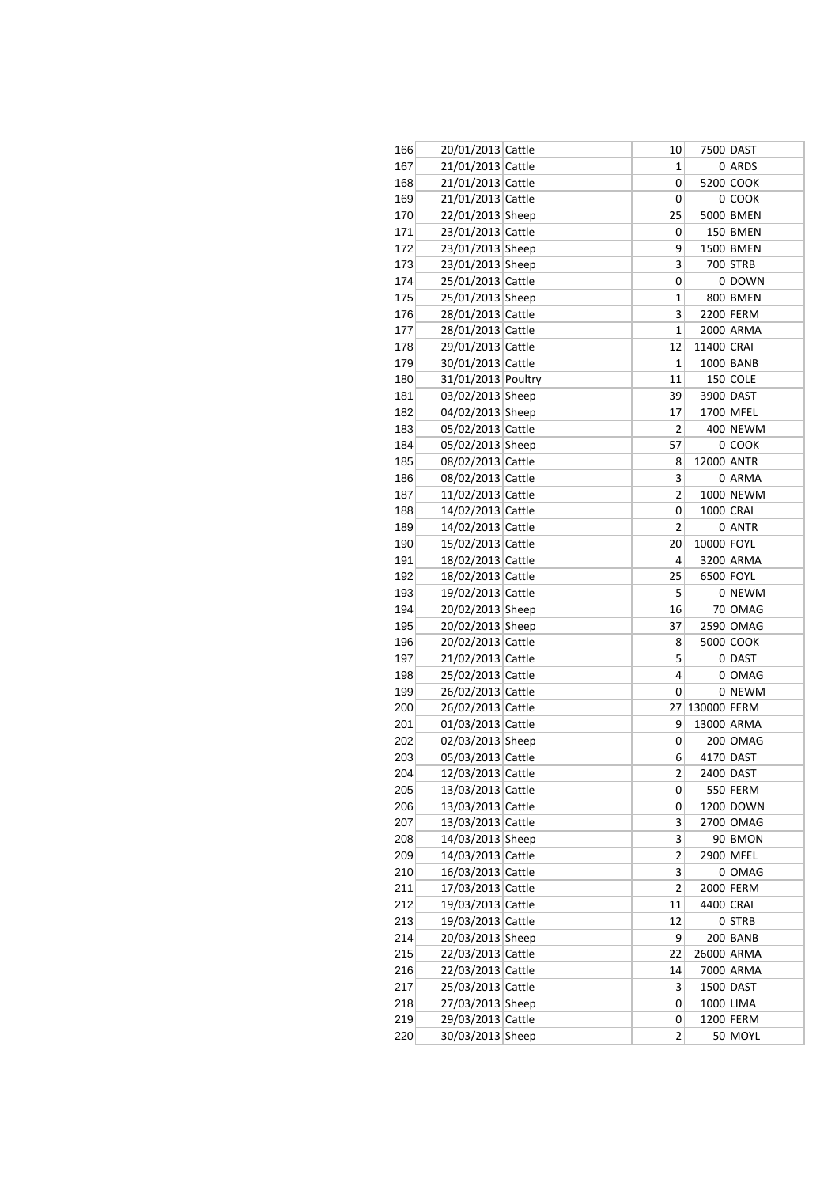| | | | | | |
|---|---|---|---|---|---|
| 166 | 20/01/2013 | Cattle | 10 | 7500 | DAST |
| 167 | 21/01/2013 | Cattle | 1 | 0 | ARDS |
| 168 | 21/01/2013 | Cattle | 0 | 5200 | COOK |
| 169 | 21/01/2013 | Cattle | 0 | 0 | COOK |
| 170 | 22/01/2013 | Sheep | 25 | 5000 | BMEN |
| 171 | 23/01/2013 | Cattle | 0 | 150 | BMEN |
| 172 | 23/01/2013 | Sheep | 9 | 1500 | BMEN |
| 173 | 23/01/2013 | Sheep | 3 | 700 | STRB |
| 174 | 25/01/2013 | Cattle | 0 | 0 | DOWN |
| 175 | 25/01/2013 | Sheep | 1 | 800 | BMEN |
| 176 | 28/01/2013 | Cattle | 3 | 2200 | FERM |
| 177 | 28/01/2013 | Cattle | 1 | 2000 | ARMA |
| 178 | 29/01/2013 | Cattle | 12 | 11400 | CRAI |
| 179 | 30/01/2013 | Cattle | 1 | 1000 | BANB |
| 180 | 31/01/2013 | Poultry | 11 | 150 | COLE |
| 181 | 03/02/2013 | Sheep | 39 | 3900 | DAST |
| 182 | 04/02/2013 | Sheep | 17 | 1700 | MFEL |
| 183 | 05/02/2013 | Cattle | 2 | 400 | NEWM |
| 184 | 05/02/2013 | Sheep | 57 | 0 | COOK |
| 185 | 08/02/2013 | Cattle | 8 | 12000 | ANTR |
| 186 | 08/02/2013 | Cattle | 3 | 0 | ARMA |
| 187 | 11/02/2013 | Cattle | 2 | 1000 | NEWM |
| 188 | 14/02/2013 | Cattle | 0 | 1000 | CRAI |
| 189 | 14/02/2013 | Cattle | 2 | 0 | ANTR |
| 190 | 15/02/2013 | Cattle | 20 | 10000 | FOYL |
| 191 | 18/02/2013 | Cattle | 4 | 3200 | ARMA |
| 192 | 18/02/2013 | Cattle | 25 | 6500 | FOYL |
| 193 | 19/02/2013 | Cattle | 5 | 0 | NEWM |
| 194 | 20/02/2013 | Sheep | 16 | 70 | OMAG |
| 195 | 20/02/2013 | Sheep | 37 | 2590 | OMAG |
| 196 | 20/02/2013 | Cattle | 8 | 5000 | COOK |
| 197 | 21/02/2013 | Cattle | 5 | 0 | DAST |
| 198 | 25/02/2013 | Cattle | 4 | 0 | OMAG |
| 199 | 26/02/2013 | Cattle | 0 | 0 | NEWM |
| 200 | 26/02/2013 | Cattle | 27 | 130000 | FERM |
| 201 | 01/03/2013 | Cattle | 9 | 13000 | ARMA |
| 202 | 02/03/2013 | Sheep | 0 | 200 | OMAG |
| 203 | 05/03/2013 | Cattle | 6 | 4170 | DAST |
| 204 | 12/03/2013 | Cattle | 2 | 2400 | DAST |
| 205 | 13/03/2013 | Cattle | 0 | 550 | FERM |
| 206 | 13/03/2013 | Cattle | 0 | 1200 | DOWN |
| 207 | 13/03/2013 | Cattle | 3 | 2700 | OMAG |
| 208 | 14/03/2013 | Sheep | 3 | 90 | BMON |
| 209 | 14/03/2013 | Cattle | 2 | 2900 | MFEL |
| 210 | 16/03/2013 | Cattle | 3 | 0 | OMAG |
| 211 | 17/03/2013 | Cattle | 2 | 2000 | FERM |
| 212 | 19/03/2013 | Cattle | 11 | 4400 | CRAI |
| 213 | 19/03/2013 | Cattle | 12 | 0 | STRB |
| 214 | 20/03/2013 | Sheep | 9 | 200 | BANB |
| 215 | 22/03/2013 | Cattle | 22 | 26000 | ARMA |
| 216 | 22/03/2013 | Cattle | 14 | 7000 | ARMA |
| 217 | 25/03/2013 | Cattle | 3 | 1500 | DAST |
| 218 | 27/03/2013 | Sheep | 0 | 1000 | LIMA |
| 219 | 29/03/2013 | Cattle | 0 | 1200 | FERM |
| 220 | 30/03/2013 | Sheep | 2 | 50 | MOYL |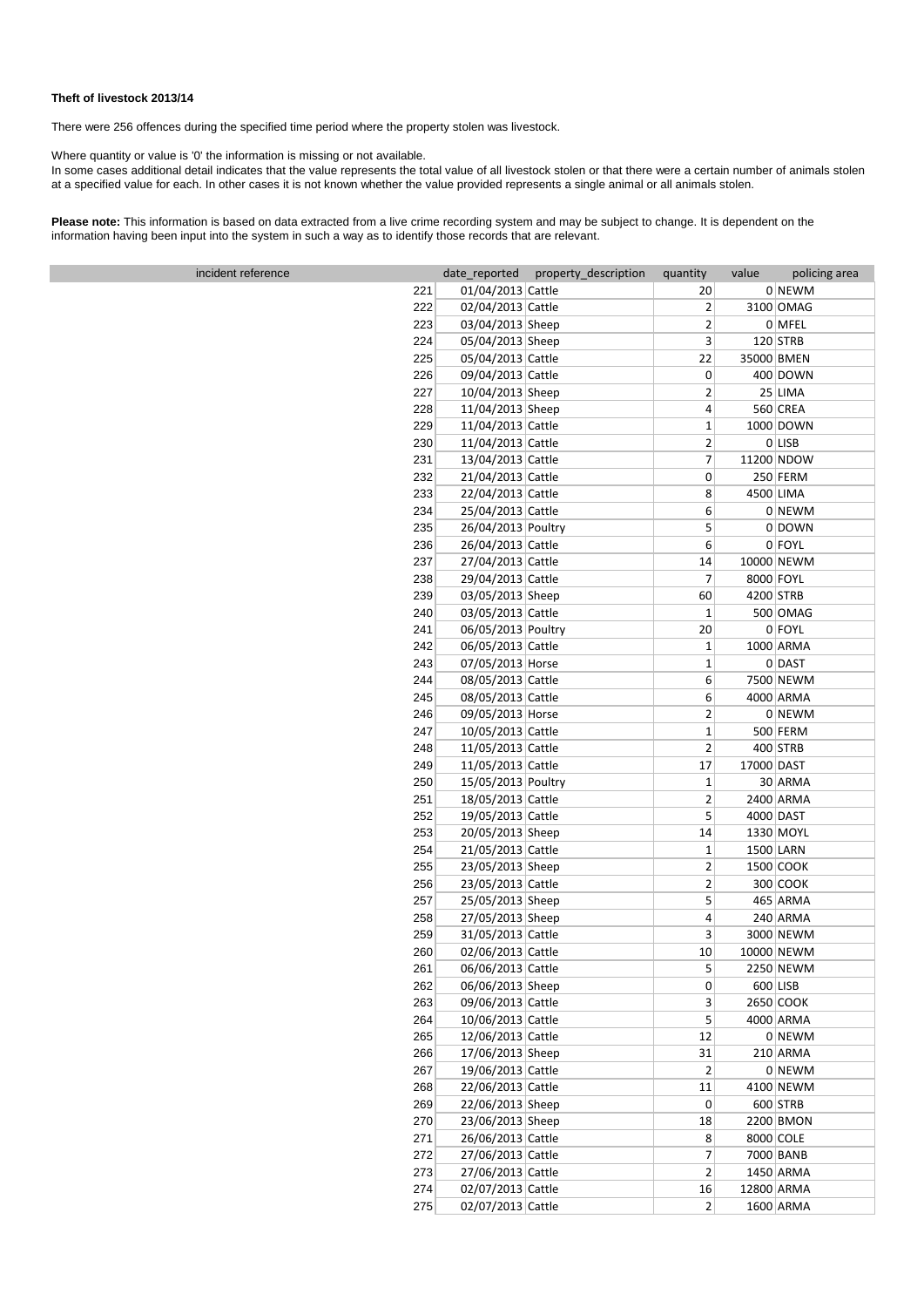**Theft of livestock 2013/14**

There were 256 offences during the specified time period where the property stolen was livestock.

Where quantity or value is '0' the information is missing or not available.
In some cases additional detail indicates that the value represents the total value of all livestock stolen or that there were a certain number of animals stolen at a specified value for each. In other cases it is not known whether the value provided represents a single animal or all animals stolen.

**Please note:** This information is based on data extracted from a live crime recording system and may be subject to change. It is dependent on the information having been input into the system in such a way as to identify those records that are relevant.

| incident reference | date_reported | property_description | quantity | value | policing area |
|---|---|---|---|---|---|
| 221 | 01/04/2013 | Cattle | 20 | 0 | NEWM |
| 222 | 02/04/2013 | Cattle | 2 | 3100 | OMAG |
| 223 | 03/04/2013 | Sheep | 2 | 0 | MFEL |
| 224 | 05/04/2013 | Sheep | 3 | 120 | STRB |
| 225 | 05/04/2013 | Cattle | 22 | 35000 | BMEN |
| 226 | 09/04/2013 | Cattle | 0 | 400 | DOWN |
| 227 | 10/04/2013 | Sheep | 2 | 25 | LIMA |
| 228 | 11/04/2013 | Sheep | 4 | 560 | CREA |
| 229 | 11/04/2013 | Cattle | 1 | 1000 | DOWN |
| 230 | 11/04/2013 | Cattle | 2 | 0 | LISB |
| 231 | 13/04/2013 | Cattle | 7 | 11200 | NDOW |
| 232 | 21/04/2013 | Cattle | 0 | 250 | FERM |
| 233 | 22/04/2013 | Cattle | 8 | 4500 | LIMA |
| 234 | 25/04/2013 | Cattle | 6 | 0 | NEWM |
| 235 | 26/04/2013 | Poultry | 5 | 0 | DOWN |
| 236 | 26/04/2013 | Cattle | 6 | 0 | FOYL |
| 237 | 27/04/2013 | Cattle | 14 | 10000 | NEWM |
| 238 | 29/04/2013 | Cattle | 7 | 8000 | FOYL |
| 239 | 03/05/2013 | Sheep | 60 | 4200 | STRB |
| 240 | 03/05/2013 | Cattle | 1 | 500 | OMAG |
| 241 | 06/05/2013 | Poultry | 20 | 0 | FOYL |
| 242 | 06/05/2013 | Cattle | 1 | 1000 | ARMA |
| 243 | 07/05/2013 | Horse | 1 | 0 | DAST |
| 244 | 08/05/2013 | Cattle | 6 | 7500 | NEWM |
| 245 | 08/05/2013 | Cattle | 6 | 4000 | ARMA |
| 246 | 09/05/2013 | Horse | 2 | 0 | NEWM |
| 247 | 10/05/2013 | Cattle | 1 | 500 | FERM |
| 248 | 11/05/2013 | Cattle | 2 | 400 | STRB |
| 249 | 11/05/2013 | Cattle | 17 | 17000 | DAST |
| 250 | 15/05/2013 | Poultry | 1 | 30 | ARMA |
| 251 | 18/05/2013 | Cattle | 2 | 2400 | ARMA |
| 252 | 19/05/2013 | Cattle | 5 | 4000 | DAST |
| 253 | 20/05/2013 | Sheep | 14 | 1330 | MOYL |
| 254 | 21/05/2013 | Cattle | 1 | 1500 | LARN |
| 255 | 23/05/2013 | Sheep | 2 | 1500 | COOK |
| 256 | 23/05/2013 | Cattle | 2 | 300 | COOK |
| 257 | 25/05/2013 | Sheep | 5 | 465 | ARMA |
| 258 | 27/05/2013 | Sheep | 4 | 240 | ARMA |
| 259 | 31/05/2013 | Cattle | 3 | 3000 | NEWM |
| 260 | 02/06/2013 | Cattle | 10 | 10000 | NEWM |
| 261 | 06/06/2013 | Cattle | 5 | 2250 | NEWM |
| 262 | 06/06/2013 | Sheep | 0 | 600 | LISB |
| 263 | 09/06/2013 | Cattle | 3 | 2650 | COOK |
| 264 | 10/06/2013 | Cattle | 5 | 4000 | ARMA |
| 265 | 12/06/2013 | Cattle | 12 | 0 | NEWM |
| 266 | 17/06/2013 | Sheep | 31 | 210 | ARMA |
| 267 | 19/06/2013 | Cattle | 2 | 0 | NEWM |
| 268 | 22/06/2013 | Cattle | 11 | 4100 | NEWM |
| 269 | 22/06/2013 | Sheep | 0 | 600 | STRB |
| 270 | 23/06/2013 | Sheep | 18 | 2200 | BMON |
| 271 | 26/06/2013 | Cattle | 8 | 8000 | COLE |
| 272 | 27/06/2013 | Cattle | 7 | 7000 | BANB |
| 273 | 27/06/2013 | Cattle | 2 | 1450 | ARMA |
| 274 | 02/07/2013 | Cattle | 16 | 12800 | ARMA |
| 275 | 02/07/2013 | Cattle | 2 | 1600 | ARMA |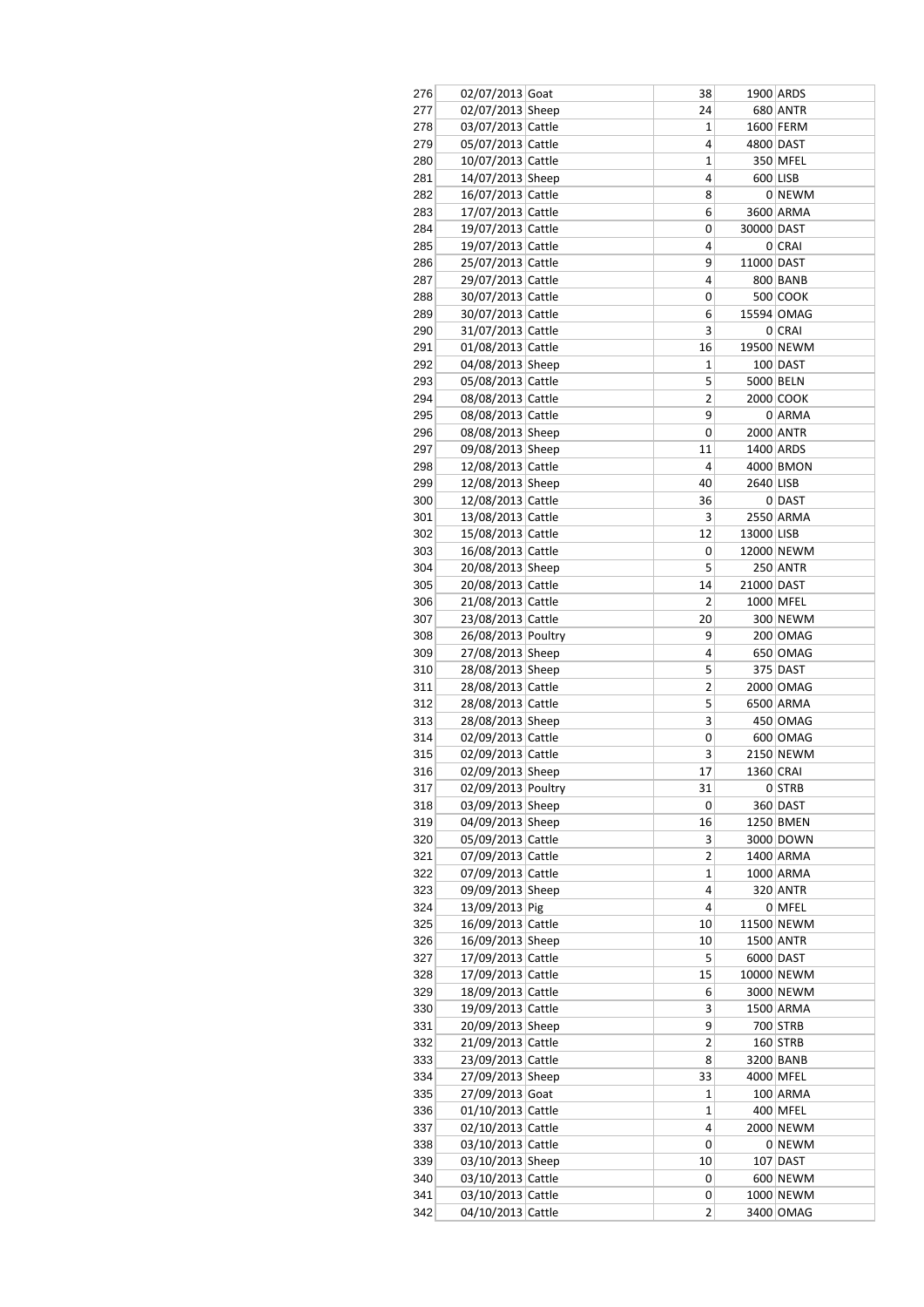| | | | | | |
|---|---|---|---|---|---|
| 276 | 02/07/2013 | Goat | 38 | 1900 | ARDS |
| 277 | 02/07/2013 | Sheep | 24 | 680 | ANTR |
| 278 | 03/07/2013 | Cattle | 1 | 1600 | FERM |
| 279 | 05/07/2013 | Cattle | 4 | 4800 | DAST |
| 280 | 10/07/2013 | Cattle | 1 | 350 | MFEL |
| 281 | 14/07/2013 | Sheep | 4 | 600 | LISB |
| 282 | 16/07/2013 | Cattle | 8 | 0 | NEWM |
| 283 | 17/07/2013 | Cattle | 6 | 3600 | ARMA |
| 284 | 19/07/2013 | Cattle | 0 | 30000 | DAST |
| 285 | 19/07/2013 | Cattle | 4 | 0 | CRAI |
| 286 | 25/07/2013 | Cattle | 9 | 11000 | DAST |
| 287 | 29/07/2013 | Cattle | 4 | 800 | BANB |
| 288 | 30/07/2013 | Cattle | 0 | 500 | COOK |
| 289 | 30/07/2013 | Cattle | 6 | 15594 | OMAG |
| 290 | 31/07/2013 | Cattle | 3 | 0 | CRAI |
| 291 | 01/08/2013 | Cattle | 16 | 19500 | NEWM |
| 292 | 04/08/2013 | Sheep | 1 | 100 | DAST |
| 293 | 05/08/2013 | Cattle | 5 | 5000 | BELN |
| 294 | 08/08/2013 | Cattle | 2 | 2000 | COOK |
| 295 | 08/08/2013 | Cattle | 9 | 0 | ARMA |
| 296 | 08/08/2013 | Sheep | 0 | 2000 | ANTR |
| 297 | 09/08/2013 | Sheep | 11 | 1400 | ARDS |
| 298 | 12/08/2013 | Cattle | 4 | 4000 | BMON |
| 299 | 12/08/2013 | Sheep | 40 | 2640 | LISB |
| 300 | 12/08/2013 | Cattle | 36 | 0 | DAST |
| 301 | 13/08/2013 | Cattle | 3 | 2550 | ARMA |
| 302 | 15/08/2013 | Cattle | 12 | 13000 | LISB |
| 303 | 16/08/2013 | Cattle | 0 | 12000 | NEWM |
| 304 | 20/08/2013 | Sheep | 5 | 250 | ANTR |
| 305 | 20/08/2013 | Cattle | 14 | 21000 | DAST |
| 306 | 21/08/2013 | Cattle | 2 | 1000 | MFEL |
| 307 | 23/08/2013 | Cattle | 20 | 300 | NEWM |
| 308 | 26/08/2013 | Poultry | 9 | 200 | OMAG |
| 309 | 27/08/2013 | Sheep | 4 | 650 | OMAG |
| 310 | 28/08/2013 | Sheep | 5 | 375 | DAST |
| 311 | 28/08/2013 | Cattle | 2 | 2000 | OMAG |
| 312 | 28/08/2013 | Cattle | 5 | 6500 | ARMA |
| 313 | 28/08/2013 | Sheep | 3 | 450 | OMAG |
| 314 | 02/09/2013 | Cattle | 0 | 600 | OMAG |
| 315 | 02/09/2013 | Cattle | 3 | 2150 | NEWM |
| 316 | 02/09/2013 | Sheep | 17 | 1360 | CRAI |
| 317 | 02/09/2013 | Poultry | 31 | 0 | STRB |
| 318 | 03/09/2013 | Sheep | 0 | 360 | DAST |
| 319 | 04/09/2013 | Sheep | 16 | 1250 | BMEN |
| 320 | 05/09/2013 | Cattle | 3 | 3000 | DOWN |
| 321 | 07/09/2013 | Cattle | 2 | 1400 | ARMA |
| 322 | 07/09/2013 | Cattle | 1 | 1000 | ARMA |
| 323 | 09/09/2013 | Sheep | 4 | 320 | ANTR |
| 324 | 13/09/2013 | Pig | 4 | 0 | MFEL |
| 325 | 16/09/2013 | Cattle | 10 | 11500 | NEWM |
| 326 | 16/09/2013 | Sheep | 10 | 1500 | ANTR |
| 327 | 17/09/2013 | Cattle | 5 | 6000 | DAST |
| 328 | 17/09/2013 | Cattle | 15 | 10000 | NEWM |
| 329 | 18/09/2013 | Cattle | 6 | 3000 | NEWM |
| 330 | 19/09/2013 | Cattle | 3 | 1500 | ARMA |
| 331 | 20/09/2013 | Sheep | 9 | 700 | STRB |
| 332 | 21/09/2013 | Cattle | 2 | 160 | STRB |
| 333 | 23/09/2013 | Cattle | 8 | 3200 | BANB |
| 334 | 27/09/2013 | Sheep | 33 | 4000 | MFEL |
| 335 | 27/09/2013 | Goat | 1 | 100 | ARMA |
| 336 | 01/10/2013 | Cattle | 1 | 400 | MFEL |
| 337 | 02/10/2013 | Cattle | 4 | 2000 | NEWM |
| 338 | 03/10/2013 | Cattle | 0 | 0 | NEWM |
| 339 | 03/10/2013 | Sheep | 10 | 107 | DAST |
| 340 | 03/10/2013 | Cattle | 0 | 600 | NEWM |
| 341 | 03/10/2013 | Cattle | 0 | 1000 | NEWM |
| 342 | 04/10/2013 | Cattle | 2 | 3400 | OMAG |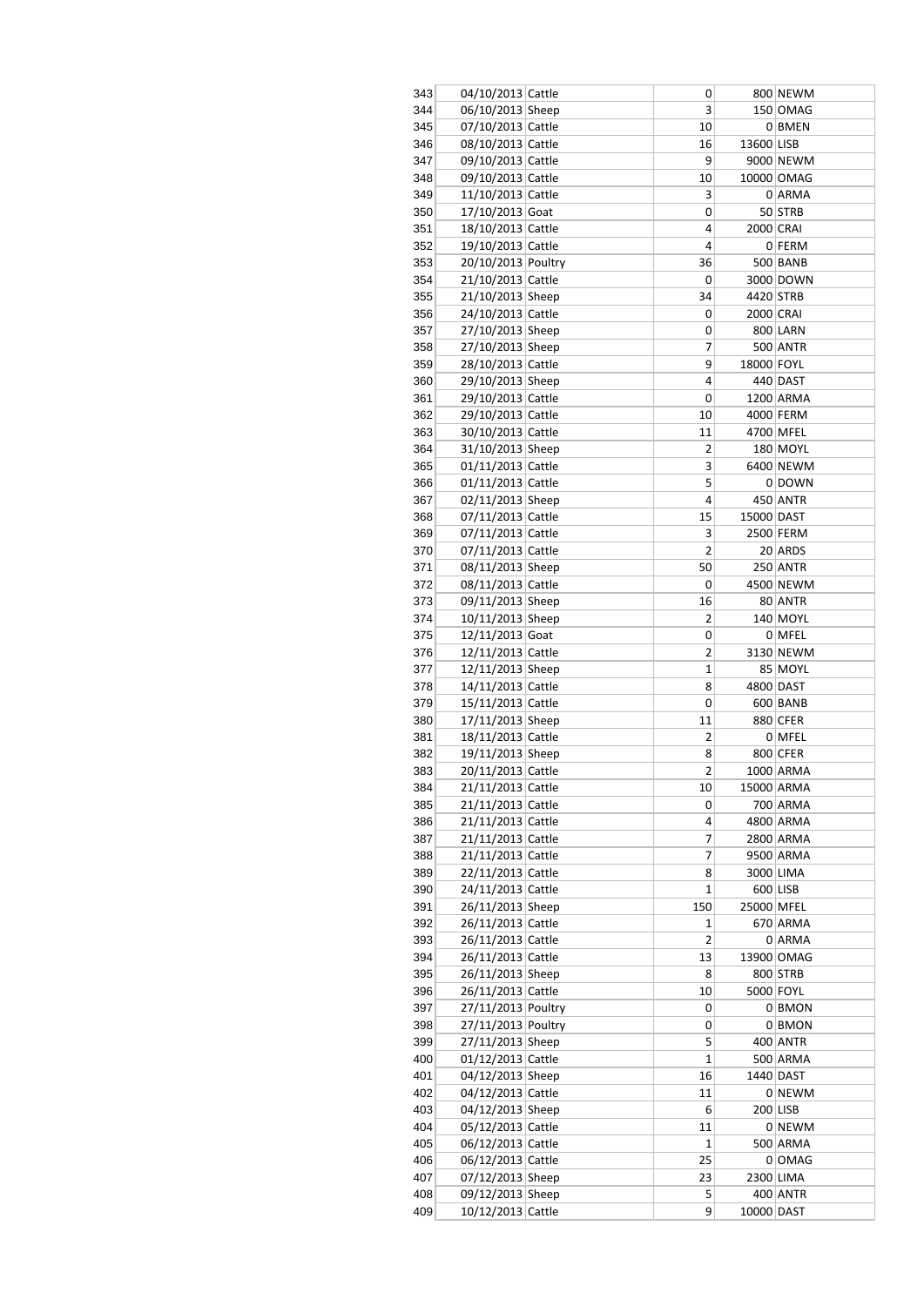| 343 | 04/10/2013 | Cattle | 0 | 800 | NEWM |
|---|---|---|---|---|---|
| 344 | 06/10/2013 | Sheep | 3 | 150 | OMAG |
| 345 | 07/10/2013 | Cattle | 10 | 0 | BMEN |
| 346 | 08/10/2013 | Cattle | 16 | 13600 | LISB |
| 347 | 09/10/2013 | Cattle | 9 | 9000 | NEWM |
| 348 | 09/10/2013 | Cattle | 10 | 10000 | OMAG |
| 349 | 11/10/2013 | Cattle | 3 | 0 | ARMA |
| 350 | 17/10/2013 | Goat | 0 | 50 | STRB |
| 351 | 18/10/2013 | Cattle | 4 | 2000 | CRAI |
| 352 | 19/10/2013 | Cattle | 4 | 0 | FERM |
| 353 | 20/10/2013 | Poultry | 36 | 500 | BANB |
| 354 | 21/10/2013 | Cattle | 0 | 3000 | DOWN |
| 355 | 21/10/2013 | Sheep | 34 | 4420 | STRB |
| 356 | 24/10/2013 | Cattle | 0 | 2000 | CRAI |
| 357 | 27/10/2013 | Sheep | 0 | 800 | LARN |
| 358 | 27/10/2013 | Sheep | 7 | 500 | ANTR |
| 359 | 28/10/2013 | Cattle | 9 | 18000 | FOYL |
| 360 | 29/10/2013 | Sheep | 4 | 440 | DAST |
| 361 | 29/10/2013 | Cattle | 0 | 1200 | ARMA |
| 362 | 29/10/2013 | Cattle | 10 | 4000 | FERM |
| 363 | 30/10/2013 | Cattle | 11 | 4700 | MFEL |
| 364 | 31/10/2013 | Sheep | 2 | 180 | MOYL |
| 365 | 01/11/2013 | Cattle | 3 | 6400 | NEWM |
| 366 | 01/11/2013 | Cattle | 5 | 0 | DOWN |
| 367 | 02/11/2013 | Sheep | 4 | 450 | ANTR |
| 368 | 07/11/2013 | Cattle | 15 | 15000 | DAST |
| 369 | 07/11/2013 | Cattle | 3 | 2500 | FERM |
| 370 | 07/11/2013 | Cattle | 2 | 20 | ARDS |
| 371 | 08/11/2013 | Sheep | 50 | 250 | ANTR |
| 372 | 08/11/2013 | Cattle | 0 | 4500 | NEWM |
| 373 | 09/11/2013 | Sheep | 16 | 80 | ANTR |
| 374 | 10/11/2013 | Sheep | 2 | 140 | MOYL |
| 375 | 12/11/2013 | Goat | 0 | 0 | MFEL |
| 376 | 12/11/2013 | Cattle | 2 | 3130 | NEWM |
| 377 | 12/11/2013 | Sheep | 1 | 85 | MOYL |
| 378 | 14/11/2013 | Cattle | 8 | 4800 | DAST |
| 379 | 15/11/2013 | Cattle | 0 | 600 | BANB |
| 380 | 17/11/2013 | Sheep | 11 | 880 | CFER |
| 381 | 18/11/2013 | Cattle | 2 | 0 | MFEL |
| 382 | 19/11/2013 | Sheep | 8 | 800 | CFER |
| 383 | 20/11/2013 | Cattle | 2 | 1000 | ARMA |
| 384 | 21/11/2013 | Cattle | 10 | 15000 | ARMA |
| 385 | 21/11/2013 | Cattle | 0 | 700 | ARMA |
| 386 | 21/11/2013 | Cattle | 4 | 4800 | ARMA |
| 387 | 21/11/2013 | Cattle | 7 | 2800 | ARMA |
| 388 | 21/11/2013 | Cattle | 7 | 9500 | ARMA |
| 389 | 22/11/2013 | Cattle | 8 | 3000 | LIMA |
| 390 | 24/11/2013 | Cattle | 1 | 600 | LISB |
| 391 | 26/11/2013 | Sheep | 150 | 25000 | MFEL |
| 392 | 26/11/2013 | Cattle | 1 | 670 | ARMA |
| 393 | 26/11/2013 | Cattle | 2 | 0 | ARMA |
| 394 | 26/11/2013 | Cattle | 13 | 13900 | OMAG |
| 395 | 26/11/2013 | Sheep | 8 | 800 | STRB |
| 396 | 26/11/2013 | Cattle | 10 | 5000 | FOYL |
| 397 | 27/11/2013 | Poultry | 0 | 0 | BMON |
| 398 | 27/11/2013 | Poultry | 0 | 0 | BMON |
| 399 | 27/11/2013 | Sheep | 5 | 400 | ANTR |
| 400 | 01/12/2013 | Cattle | 1 | 500 | ARMA |
| 401 | 04/12/2013 | Sheep | 16 | 1440 | DAST |
| 402 | 04/12/2013 | Cattle | 11 | 0 | NEWM |
| 403 | 04/12/2013 | Sheep | 6 | 200 | LISB |
| 404 | 05/12/2013 | Cattle | 11 | 0 | NEWM |
| 405 | 06/12/2013 | Cattle | 1 | 500 | ARMA |
| 406 | 06/12/2013 | Cattle | 25 | 0 | OMAG |
| 407 | 07/12/2013 | Sheep | 23 | 2300 | LIMA |
| 408 | 09/12/2013 | Sheep | 5 | 400 | ANTR |
| 409 | 10/12/2013 | Cattle | 9 | 10000 | DAST |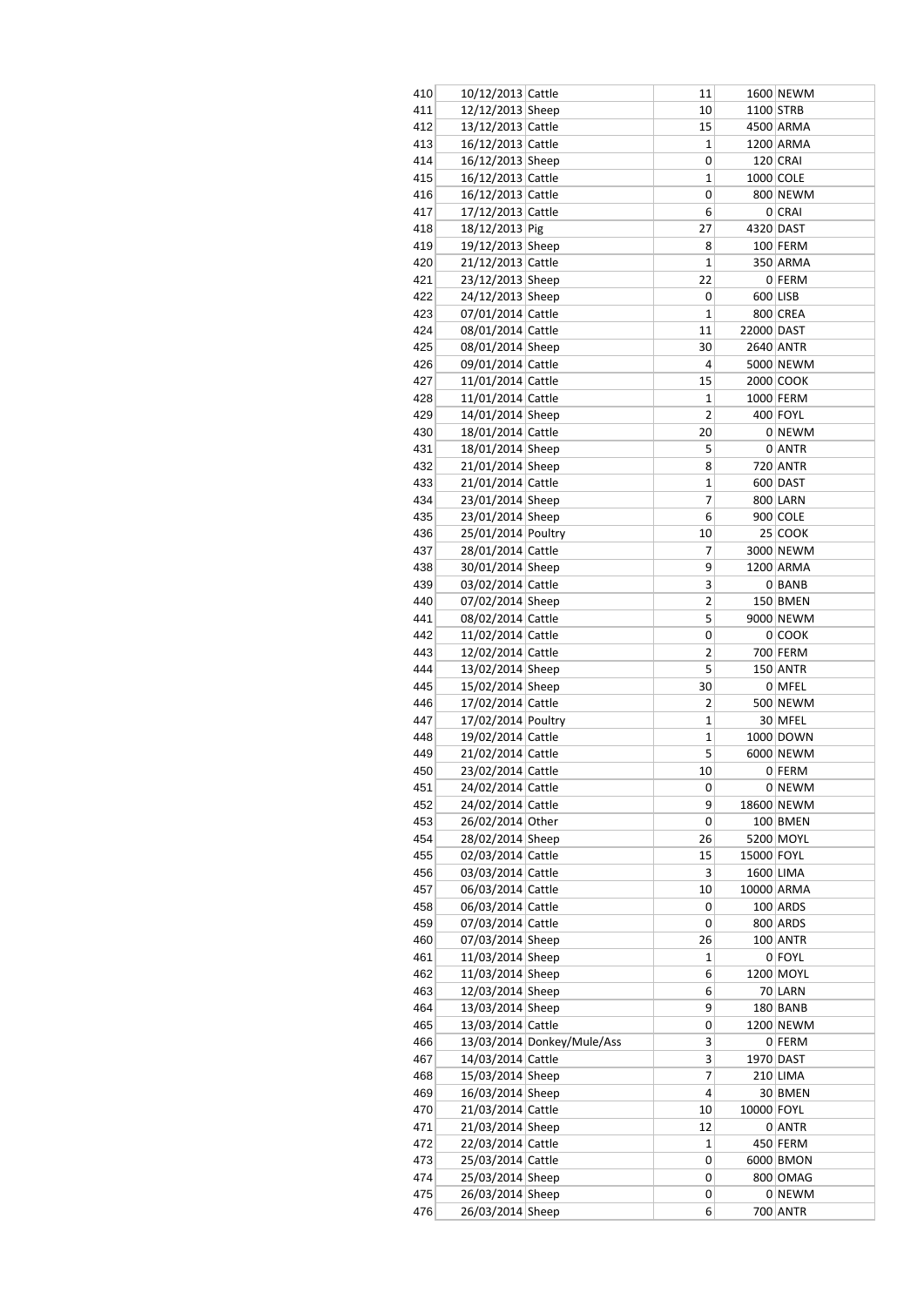| | | | | | |
|---|---|---|---|---|---|
| 410 | 10/12/2013 | Cattle | 11 | 1600 | NEWM |
| 411 | 12/12/2013 | Sheep | 10 | 1100 | STRB |
| 412 | 13/12/2013 | Cattle | 15 | 4500 | ARMA |
| 413 | 16/12/2013 | Cattle | 1 | 1200 | ARMA |
| 414 | 16/12/2013 | Sheep | 0 | 120 | CRAI |
| 415 | 16/12/2013 | Cattle | 1 | 1000 | COLE |
| 416 | 16/12/2013 | Cattle | 0 | 800 | NEWM |
| 417 | 17/12/2013 | Cattle | 6 | 0 | CRAI |
| 418 | 18/12/2013 | Pig | 27 | 4320 | DAST |
| 419 | 19/12/2013 | Sheep | 8 | 100 | FERM |
| 420 | 21/12/2013 | Cattle | 1 | 350 | ARMA |
| 421 | 23/12/2013 | Sheep | 22 | 0 | FERM |
| 422 | 24/12/2013 | Sheep | 0 | 600 | LISB |
| 423 | 07/01/2014 | Cattle | 1 | 800 | CREA |
| 424 | 08/01/2014 | Cattle | 11 | 22000 | DAST |
| 425 | 08/01/2014 | Sheep | 30 | 2640 | ANTR |
| 426 | 09/01/2014 | Cattle | 4 | 5000 | NEWM |
| 427 | 11/01/2014 | Cattle | 15 | 2000 | COOK |
| 428 | 11/01/2014 | Cattle | 1 | 1000 | FERM |
| 429 | 14/01/2014 | Sheep | 2 | 400 | FOYL |
| 430 | 18/01/2014 | Cattle | 20 | 0 | NEWM |
| 431 | 18/01/2014 | Sheep | 5 | 0 | ANTR |
| 432 | 21/01/2014 | Sheep | 8 | 720 | ANTR |
| 433 | 21/01/2014 | Cattle | 1 | 600 | DAST |
| 434 | 23/01/2014 | Sheep | 7 | 800 | LARN |
| 435 | 23/01/2014 | Sheep | 6 | 900 | COLE |
| 436 | 25/01/2014 | Poultry | 10 | 25 | COOK |
| 437 | 28/01/2014 | Cattle | 7 | 3000 | NEWM |
| 438 | 30/01/2014 | Sheep | 9 | 1200 | ARMA |
| 439 | 03/02/2014 | Cattle | 3 | 0 | BANB |
| 440 | 07/02/2014 | Sheep | 2 | 150 | BMEN |
| 441 | 08/02/2014 | Cattle | 5 | 9000 | NEWM |
| 442 | 11/02/2014 | Cattle | 0 | 0 | COOK |
| 443 | 12/02/2014 | Cattle | 2 | 700 | FERM |
| 444 | 13/02/2014 | Sheep | 5 | 150 | ANTR |
| 445 | 15/02/2014 | Sheep | 30 | 0 | MFEL |
| 446 | 17/02/2014 | Cattle | 2 | 500 | NEWM |
| 447 | 17/02/2014 | Poultry | 1 | 30 | MFEL |
| 448 | 19/02/2014 | Cattle | 1 | 1000 | DOWN |
| 449 | 21/02/2014 | Cattle | 5 | 6000 | NEWM |
| 450 | 23/02/2014 | Cattle | 10 | 0 | FERM |
| 451 | 24/02/2014 | Cattle | 0 | 0 | NEWM |
| 452 | 24/02/2014 | Cattle | 9 | 18600 | NEWM |
| 453 | 26/02/2014 | Other | 0 | 100 | BMEN |
| 454 | 28/02/2014 | Sheep | 26 | 5200 | MOYL |
| 455 | 02/03/2014 | Cattle | 15 | 15000 | FOYL |
| 456 | 03/03/2014 | Cattle | 3 | 1600 | LIMA |
| 457 | 06/03/2014 | Cattle | 10 | 10000 | ARMA |
| 458 | 06/03/2014 | Cattle | 0 | 100 | ARDS |
| 459 | 07/03/2014 | Cattle | 0 | 800 | ARDS |
| 460 | 07/03/2014 | Sheep | 26 | 100 | ANTR |
| 461 | 11/03/2014 | Sheep | 1 | 0 | FOYL |
| 462 | 11/03/2014 | Sheep | 6 | 1200 | MOYL |
| 463 | 12/03/2014 | Sheep | 6 | 70 | LARN |
| 464 | 13/03/2014 | Sheep | 9 | 180 | BANB |
| 465 | 13/03/2014 | Cattle | 0 | 1200 | NEWM |
| 466 | 13/03/2014 | Donkey/Mule/Ass | 3 | 0 | FERM |
| 467 | 14/03/2014 | Cattle | 3 | 1970 | DAST |
| 468 | 15/03/2014 | Sheep | 7 | 210 | LIMA |
| 469 | 16/03/2014 | Sheep | 4 | 30 | BMEN |
| 470 | 21/03/2014 | Cattle | 10 | 10000 | FOYL |
| 471 | 21/03/2014 | Sheep | 12 | 0 | ANTR |
| 472 | 22/03/2014 | Cattle | 1 | 450 | FERM |
| 473 | 25/03/2014 | Cattle | 0 | 6000 | BMON |
| 474 | 25/03/2014 | Sheep | 0 | 800 | OMAG |
| 475 | 26/03/2014 | Sheep | 0 | 0 | NEWM |
| 476 | 26/03/2014 | Sheep | 6 | 700 | ANTR |